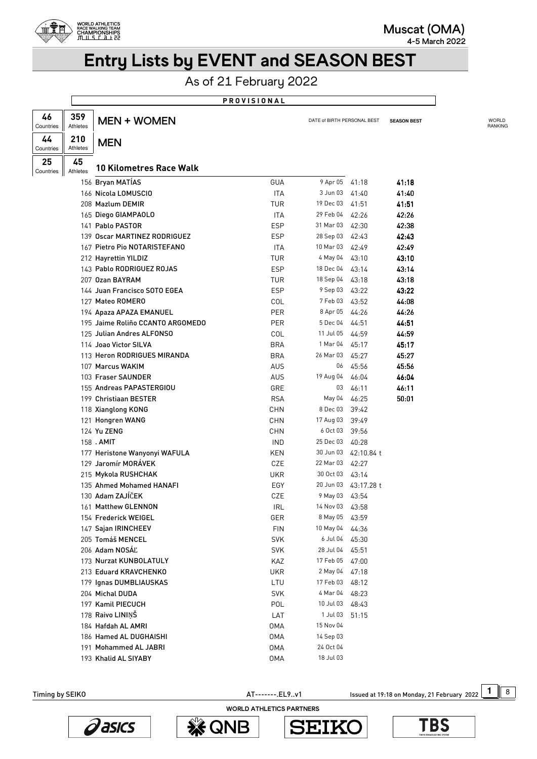# Entry Lists by EVENT and SEASON BEST

As of 21 February 2022

**PROVISIONAL**

| | | | | DATE of BIRTH | PERSONAL BEST | SEASON BEST | WORLD RANKING |
|---|---|---|---|---|---|---|---|
| 46 Countries | 359 Athletes | **MEN + WOMEN** | | | | | |
| 44 Countries | 210 Athletes | **MEN** | | | | | |
| 25 Countries | 45 Athletes | **10 Kilometres Race Walk** | | | | | |

| Bib | Name | Country | Date of Birth | Personal Best | Season Best |
|---|---|---|---|---|---|
| 156 | Bryan MATÍAS | GUA | 9 Apr 05 | 41:18 | **41:18** |
| 166 | Nicola LOMUSCIO | ITA | 3 Jun 03 | 41:40 | **41:40** |
| 208 | Mazlum DEMIR | TUR | 19 Dec 03 | 41:51 | **41:51** |
| 165 | Diego GIAMPAOLO | ITA | 29 Feb 04 | 42:26 | **42:26** |
| 141 | Pablo PASTOR | ESP | 31 Mar 03 | 42:30 | **42:38** |
| 139 | Oscar MARTINEZ RODRIGUEZ | ESP | 28 Sep 03 | 42:43 | **42:43** |
| 167 | Pietro Pio NOTARISTEFANO | ITA | 10 Mar 03 | 42:49 | **42:49** |
| 212 | Hayrettin YILDIZ | TUR | 4 May 04 | 43:10 | **43:10** |
| 143 | Pablo RODRIGUEZ ROJAS | ESP | 18 Dec 04 | 43:14 | **43:14** |
| 207 | Ozan BAYRAM | TUR | 18 Sep 04 | 43:18 | **43:18** |
| 144 | Juan Francisco SOTO EGEA | ESP | 9 Sep 03 | 43:22 | **43:22** |
| 127 | Mateo ROMERO | COL | 7 Feb 03 | 43:52 | **44:08** |
| 194 | Apaza APAZA EMANUEL | PER | 8 Apr 05 | 44:26 | **44:26** |
| 195 | Jaime Roliño CCANTO ARGOMEDO | PER | 5 Dec 04 | 44:51 | **44:51** |
| 125 | Julian Andres ALFONSO | COL | 11 Jul 05 | 44:59 | **44:59** |
| 114 | Joao Victor SILVA | BRA | 1 Mar 04 | 45:17 | **45:17** |
| 113 | Heron RODRIGUES MIRANDA | BRA | 26 Mar 03 | 45:27 | **45:27** |
| 107 | Marcus WAKIM | AUS | 06 | 45:56 | **45:56** |
| 103 | Fraser SAUNDER | AUS | 19 Aug 04 | 46:04 | **46:04** |
| 155 | Andreas PAPASTERGIOU | GRE | 03 | 46:11 | **46:11** |
| 199 | Christiaan BESTER | RSA | May 04 | 46:25 | **50:01** |
| 118 | Xianglong KONG | CHN | 8 Dec 03 | 39:42 | |
| 121 | Hongren WANG | CHN | 17 Aug 03 | 39:49 | |
| 124 | Yu ZENG | CHN | 6 Oct 03 | 39:56 | |
| 158 | . AMIT | IND | 25 Dec 03 | 40:28 | |
| 177 | Heristone Wanyonyi WAFULA | KEN | 30 Jun 03 | 42:10.84 t | |
| 129 | Jaromír MORÁVEK | CZE | 22 Mar 03 | 42:27 | |
| 215 | Mykola RUSHCHAK | UKR | 30 Oct 03 | 43:14 | |
| 135 | Ahmed Mohamed HANAFI | EGY | 20 Jun 03 | 43:17.28 t | |
| 130 | Adam ZAJÍČEK | CZE | 9 May 03 | 43:54 | |
| 161 | Matthew GLENNON | IRL | 14 Nov 03 | 43:58 | |
| 154 | Frederick WEIGEL | GER | 8 May 05 | 43:59 | |
| 147 | Sajan IRINCHEEV | FIN | 10 May 04 | 44:36 | |
| 205 | Tomáš MENCEL | SVK | 6 Jul 04 | 45:30 | |
| 206 | Adam NOSÁĽ | SVK | 28 Jul 04 | 45:51 | |
| 173 | Nurzat KUNBOLATULY | KAZ | 17 Feb 05 | 47:00 | |
| 213 | Eduard KRAVCHENKO | UKR | 2 May 04 | 47:18 | |
| 179 | Ignas DUMBLIAUSKAS | LTU | 17 Feb 03 | 48:12 | |
| 204 | Michal DUDA | SVK | 4 Mar 04 | 48:23 | |
| 197 | Kamil PIECUCH | POL | 10 Jul 03 | 48:43 | |
| 178 | Raivo LINIŅŠ | LAT | 1 Jul 03 | 51:15 | |
| 184 | Hafdah AL AMRI | OMA | 15 Nov 04 | | |
| 186 | Hamed AL DUGHAISHI | OMA | 14 Sep 03 | | |
| 191 | Mohammed AL JABRI | OMA | 24 Oct 04 | | |
| 193 | Khalid AL SIYABY | OMA | 18 Jul 03 | | |

Timing by SEIKO AT-------.EL9..v1 Issued at 19:18 on Monday, 21 February 2022

WORLD ATHLETICS PARTNERS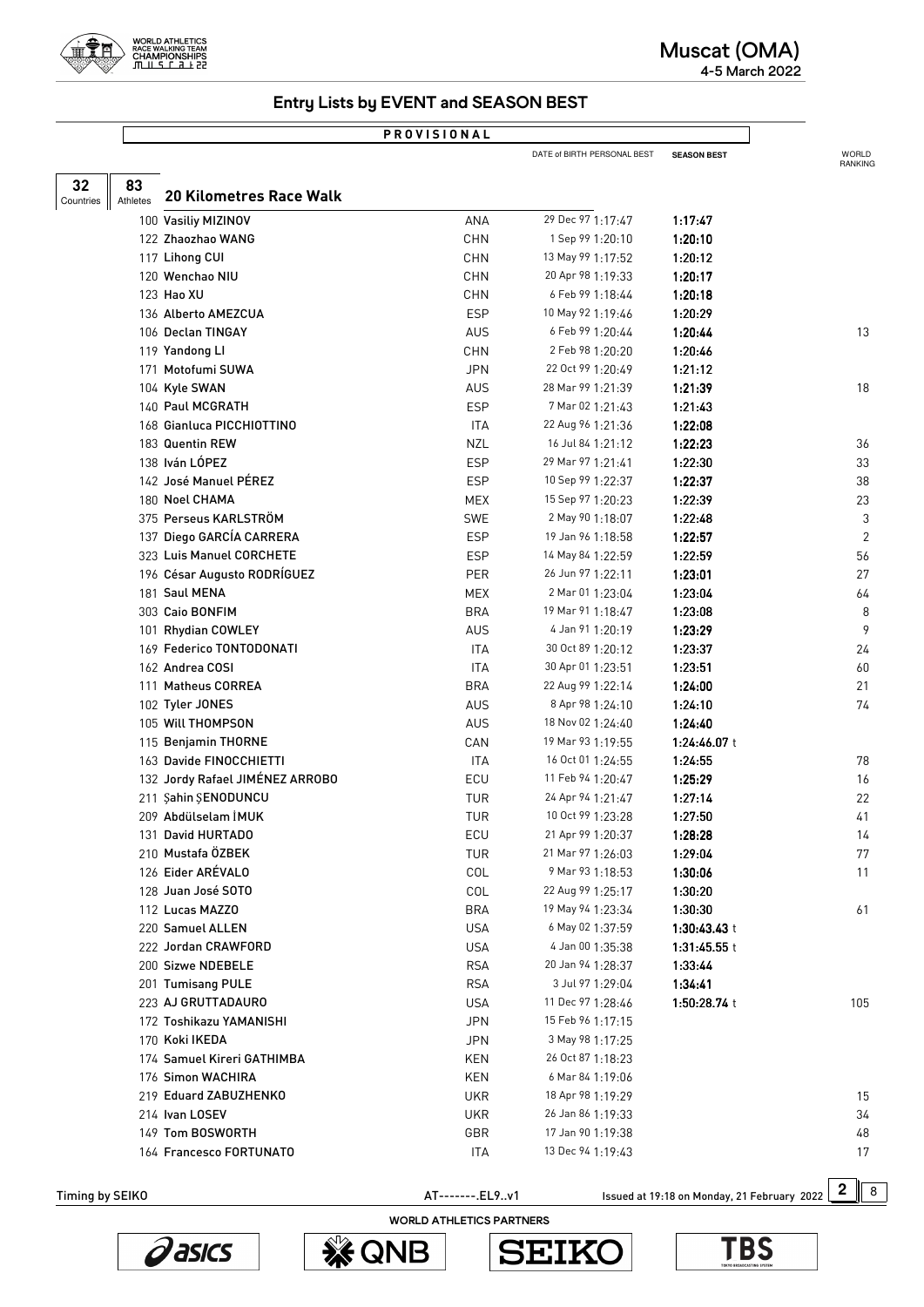## Entry Lists by EVENT and SEASON BEST

**PROVISIONAL**

**32** Countries | **83** Athletes

### 20 Kilometres Race Walk

| Bib | Name | Country | Date of Birth | Personal Best | Season Best | World Ranking |
|---|---|---|---|---|---|---|
| 100 | Vasiliy MIZINOV | ANA | 29 Dec 97 | 1:17:47 | 1:17:47 | |
| 122 | Zhaozhao WANG | CHN | 1 Sep 99 | 1:20:10 | 1:20:10 | |
| 117 | Lihong CUI | CHN | 13 May 99 | 1:17:52 | 1:20:12 | |
| 120 | Wenchao NIU | CHN | 20 Apr 98 | 1:19:33 | 1:20:17 | |
| 123 | Hao XU | CHN | 6 Feb 99 | 1:18:44 | 1:20:18 | |
| 136 | Alberto AMEZCUA | ESP | 10 May 92 | 1:19:46 | 1:20:29 | |
| 106 | Declan TINGAY | AUS | 6 Feb 99 | 1:20:44 | 1:20:44 | 13 |
| 119 | Yandong LI | CHN | 2 Feb 98 | 1:20:20 | 1:20:46 | |
| 171 | Motofumi SUWA | JPN | 22 Oct 99 | 1:20:49 | 1:21:12 | |
| 104 | Kyle SWAN | AUS | 28 Mar 99 | 1:21:39 | 1:21:39 | 18 |
| 140 | Paul MCGRATH | ESP | 7 Mar 02 | 1:21:43 | 1:21:43 | |
| 168 | Gianluca PICCHIOTTINO | ITA | 22 Aug 96 | 1:21:36 | 1:22:08 | |
| 183 | Quentin REW | NZL | 16 Jul 84 | 1:21:12 | 1:22:23 | 36 |
| 138 | Iván LÓPEZ | ESP | 29 Mar 97 | 1:21:41 | 1:22:30 | 33 |
| 142 | José Manuel PÉREZ | ESP | 10 Sep 99 | 1:22:37 | 1:22:37 | 38 |
| 180 | Noel CHAMA | MEX | 15 Sep 97 | 1:20:23 | 1:22:39 | 23 |
| 375 | Perseus KARLSTRÖM | SWE | 2 May 90 | 1:18:07 | 1:22:48 | 3 |
| 137 | Diego GARCÍA CARRERA | ESP | 19 Jan 96 | 1:18:58 | 1:22:57 | 2 |
| 323 | Luis Manuel CORCHETE | ESP | 14 May 84 | 1:22:59 | 1:22:59 | 56 |
| 196 | César Augusto RODRÍGUEZ | PER | 26 Jun 97 | 1:22:11 | 1:23:01 | 27 |
| 181 | Saul MENA | MEX | 2 Mar 01 | 1:23:04 | 1:23:04 | 64 |
| 303 | Caio BONFIM | BRA | 19 Mar 91 | 1:18:47 | 1:23:08 | 8 |
| 101 | Rhydian COWLEY | AUS | 4 Jan 91 | 1:20:19 | 1:23:29 | 9 |
| 169 | Federico TONTODONATI | ITA | 30 Oct 89 | 1:20:12 | 1:23:37 | 24 |
| 162 | Andrea COSI | ITA | 30 Apr 01 | 1:23:51 | 1:23:51 | 60 |
| 111 | Matheus CORREA | BRA | 22 Aug 99 | 1:22:14 | 1:24:00 | 21 |
| 102 | Tyler JONES | AUS | 8 Apr 98 | 1:24:10 | 1:24:10 | 74 |
| 105 | Will THOMPSON | AUS | 18 Nov 02 | 1:24:40 | 1:24:40 | |
| 115 | Benjamin THORNE | CAN | 19 Mar 93 | 1:19:55 | 1:24:46.07 t | |
| 163 | Davide FINOCCHIETTI | ITA | 16 Oct 01 | 1:24:55 | 1:24:55 | 78 |
| 132 | Jordy Rafael JIMÉNEZ ARROBO | ECU | 11 Feb 94 | 1:20:47 | 1:25:29 | 16 |
| 211 | Şahin ŞENODUNCU | TUR | 24 Apr 94 | 1:21:47 | 1:27:14 | 22 |
| 209 | Abdülselam İMUK | TUR | 10 Oct 99 | 1:23:28 | 1:27:50 | 41 |
| 131 | David HURTADO | ECU | 21 Apr 99 | 1:20:37 | 1:28:28 | 14 |
| 210 | Mustafa ÖZBEK | TUR | 21 Mar 97 | 1:26:03 | 1:29:04 | 77 |
| 126 | Eider ARÉVALO | COL | 9 Mar 93 | 1:18:53 | 1:30:06 | 11 |
| 128 | Juan José SOTO | COL | 22 Aug 99 | 1:25:17 | 1:30:20 | |
| 112 | Lucas MAZZO | BRA | 19 May 94 | 1:23:34 | 1:30:30 | 61 |
| 220 | Samuel ALLEN | USA | 6 May 02 | 1:37:59 | 1:30:43.43 t | |
| 222 | Jordan CRAWFORD | USA | 4 Jan 00 | 1:35:38 | 1:31:45.55 t | |
| 200 | Sizwe NDEBELE | RSA | 20 Jan 94 | 1:28:37 | 1:33:44 | |
| 201 | Tumisang PULE | RSA | 3 Jul 97 | 1:29:04 | 1:34:41 | |
| 223 | AJ GRUTTADAURO | USA | 11 Dec 97 | 1:28:46 | 1:50:28.74 t | 105 |
| 172 | Toshikazu YAMANISHI | JPN | 15 Feb 96 | 1:17:15 | | |
| 170 | Koki IKEDA | JPN | 3 May 98 | 1:17:25 | | |
| 174 | Samuel Kireri GATHIMBA | KEN | 26 Oct 87 | 1:18:23 | | |
| 176 | Simon WACHIRA | KEN | 6 Mar 84 | 1:19:06 | | |
| 219 | Eduard ZABUZHENKO | UKR | 18 Apr 98 | 1:19:29 | | 15 |
| 214 | Ivan LOSEV | UKR | 26 Jan 86 | 1:19:33 | | 34 |
| 149 | Tom BOSWORTH | GBR | 17 Jan 90 | 1:19:38 | | 48 |
| 164 | Francesco FORTUNATO | ITA | 13 Dec 94 | 1:19:43 | | 17 |

Timing by SEIKO | AT--------.EL9..v1 | Issued at 19:18 on Monday, 21 February 2022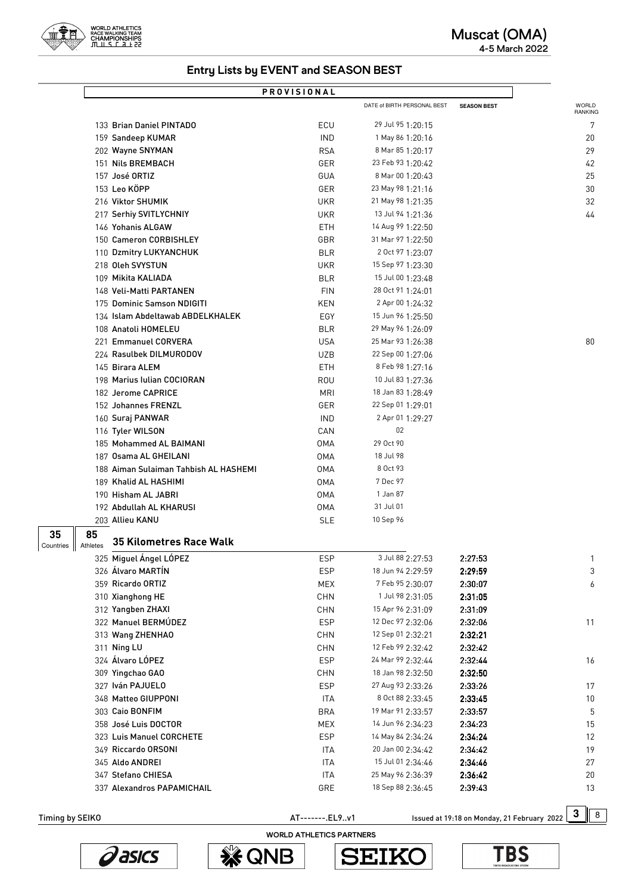## Entry Lists by EVENT and SEASON BEST

**PROVISIONAL**

| | | | DATE of BIRTH | PERSONAL BEST | SEASON BEST | WORLD RANKING |
|---|---|---|---|---|---|---|
| 133 | Brian Daniel PINTADO | ECU | 29 Jul 95 | 1:20:15 | | 7 |
| 159 | Sandeep KUMAR | IND | 1 May 86 | 1:20:16 | | 20 |
| 202 | Wayne SNYMAN | RSA | 8 Mar 85 | 1:20:17 | | 29 |
| 151 | Nils BREMBACH | GER | 23 Feb 93 | 1:20:42 | | 42 |
| 157 | José ORTIZ | GUA | 8 Mar 00 | 1:20:43 | | 25 |
| 153 | Leo KÖPP | GER | 23 May 98 | 1:21:16 | | 30 |
| 216 | Viktor SHUMIK | UKR | 21 May 98 | 1:21:35 | | 32 |
| 217 | Serhiy SVITLYCHNIY | UKR | 13 Jul 94 | 1:21:36 | | 44 |
| 146 | Yohanis ALGAW | ETH | 14 Aug 99 | 1:22:50 | | |
| 150 | Cameron CORBISHLEY | GBR | 31 Mar 97 | 1:22:50 | | |
| 110 | Dzmitry LUKYANCHUK | BLR | 2 Oct 97 | 1:23:07 | | |
| 218 | Oleh SVYSTUN | UKR | 15 Sep 97 | 1:23:30 | | |
| 109 | Mikita KALIADA | BLR | 15 Jul 00 | 1:23:48 | | |
| 148 | Veli-Matti PARTANEN | FIN | 28 Oct 91 | 1:24:01 | | |
| 175 | Dominic Samson NDIGITI | KEN | 2 Apr 00 | 1:24:32 | | |
| 134 | Islam Abdeltawab ABDELKHALEK | EGY | 15 Jun 96 | 1:25:50 | | |
| 108 | Anatoli HOMELEU | BLR | 29 May 96 | 1:26:09 | | |
| 221 | Emmanuel CORVERA | USA | 25 Mar 93 | 1:26:38 | | 80 |
| 224 | Rasulbek DILMURODOV | UZB | 22 Sep 00 | 1:27:06 | | |
| 145 | Birara ALEM | ETH | 8 Feb 98 | 1:27:16 | | |
| 198 | Marius Iulian COCIORAN | ROU | 10 Jul 83 | 1:27:36 | | |
| 182 | Jerome CAPRICE | MRI | 18 Jan 83 | 1:28:49 | | |
| 152 | Johannes FRENZL | GER | 22 Sep 01 | 1:29:01 | | |
| 160 | Suraj PANWAR | IND | 2 Apr 01 | 1:29:27 | | |
| 116 | Tyler WILSON | CAN | 02 | | | |
| 185 | Mohammed AL BAIMANI | OMA | 29 Oct 90 | | | |
| 187 | Osama AL GHEILANI | OMA | 18 Jul 98 | | | |
| 188 | Aiman Sulaiman Tahbish AL HASHEMI | OMA | 8 Oct 93 | | | |
| 189 | Khalid AL HASHIMI | OMA | 7 Dec 97 | | | |
| 190 | Hisham AL JABRI | OMA | 1 Jan 87 | | | |
| 192 | Abdullah AL KHARUSI | OMA | 31 Jul 01 | | | |
| 203 | Allieu KANU | SLE | 10 Sep 96 | | | |

### 35 Kilometres Race Walk

35 Countries | 85 Athletes

| | | | DATE of BIRTH | PERSONAL BEST | SEASON BEST | WORLD RANKING |
|---|---|---|---|---|---|---|
| 325 | Miguel Ángel LÓPEZ | ESP | 3 Jul 88 | 2:27:53 | 2:27:53 | 1 |
| 326 | Álvaro MARTÍN | ESP | 18 Jun 94 | 2:29:59 | 2:29:59 | 3 |
| 359 | Ricardo ORTIZ | MEX | 7 Feb 95 | 2:30:07 | 2:30:07 | 6 |
| 310 | Xianghong HE | CHN | 1 Jul 98 | 2:31:05 | 2:31:05 | |
| 312 | Yangben ZHAXI | CHN | 15 Apr 96 | 2:31:09 | 2:31:09 | |
| 322 | Manuel BERMÚDEZ | ESP | 12 Dec 97 | 2:32:06 | 2:32:06 | 11 |
| 313 | Wang ZHENHAO | CHN | 12 Sep 01 | 2:32:21 | 2:32:21 | |
| 311 | Ning LU | CHN | 12 Feb 99 | 2:32:42 | 2:32:42 | |
| 324 | Álvaro LÓPEZ | ESP | 24 Mar 99 | 2:32:44 | 2:32:44 | 16 |
| 309 | Yingchao GAO | CHN | 18 Jan 98 | 2:32:50 | 2:32:50 | |
| 327 | Iván PAJUELO | ESP | 27 Aug 93 | 2:33:26 | 2:33:26 | 17 |
| 348 | Matteo GIUPPONI | ITA | 8 Oct 88 | 2:33:45 | 2:33:45 | 10 |
| 303 | Caio BONFIM | BRA | 19 Mar 91 | 2:33:57 | 2:33:57 | 5 |
| 358 | José Luis DOCTOR | MEX | 14 Jun 96 | 2:34:23 | 2:34:23 | 15 |
| 323 | Luis Manuel CORCHETE | ESP | 14 May 84 | 2:34:24 | 2:34:24 | 12 |
| 349 | Riccardo ORSONI | ITA | 20 Jan 00 | 2:34:42 | 2:34:42 | 19 |
| 345 | Aldo ANDREI | ITA | 15 Jul 01 | 2:34:46 | 2:34:46 | 27 |
| 347 | Stefano CHIESA | ITA | 25 May 96 | 2:36:39 | 2:36:42 | 20 |
| 337 | Alexandros PAPAMICHAIL | GRE | 18 Sep 88 | 2:36:45 | 2:39:43 | 13 |

Timing by SEIKO | AT-------.EL9..v1 | Issued at 19:18 on Monday, 21 February 2022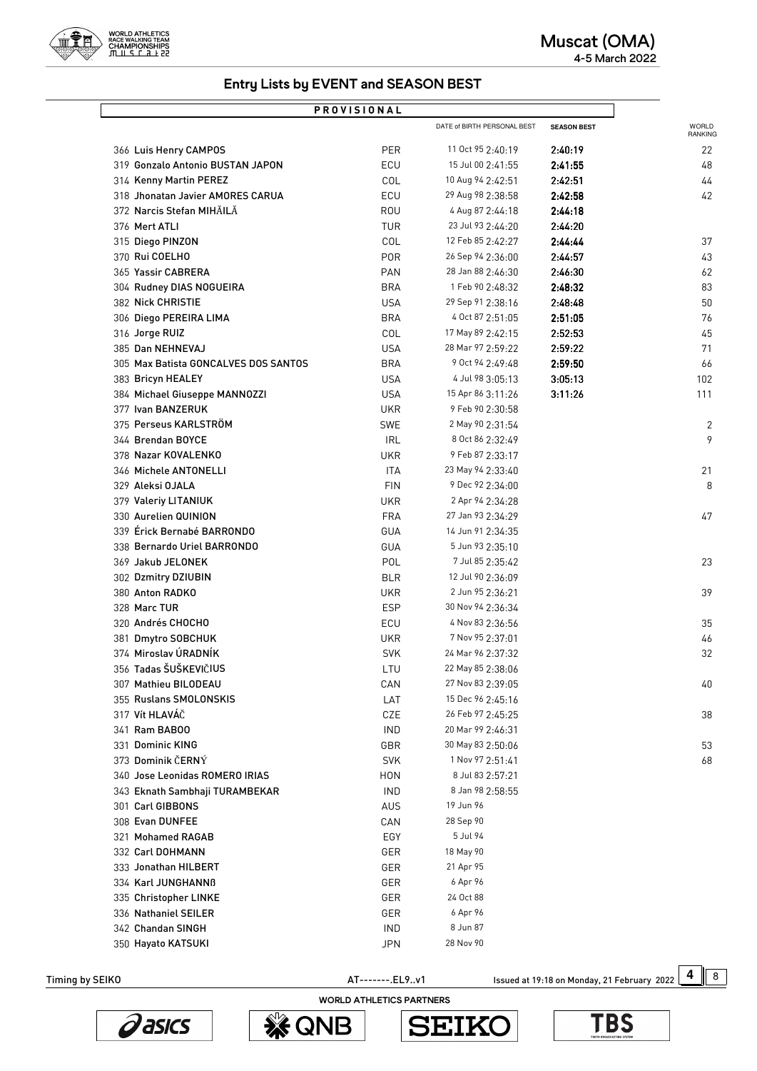## Entry Lists by EVENT and SEASON BEST

**PROVISIONAL**

| | | DATE of BIRTH | PERSONAL BEST | SEASON BEST | WORLD RANKING |
|---|---|---|---|---|---|
| 366 Luis Henry CAMPOS | PER | 11 Oct 95 | 2:40:19 | 2:40:19 | 22 |
| 319 Gonzalo Antonio BUSTAN JAPON | ECU | 15 Jul 00 | 2:41:55 | 2:41:55 | 48 |
| 314 Kenny Martin PEREZ | COL | 10 Aug 94 | 2:42:51 | 2:42:51 | 44 |
| 318 Jhonatan Javier AMORES CARUA | ECU | 29 Aug 98 | 2:38:58 | 2:42:58 | 42 |
| 372 Narcis Stefan MIHĂILĂ | ROU | 4 Aug 87 | 2:44:18 | 2:44:18 | |
| 376 Mert ATLI | TUR | 23 Jul 93 | 2:44:20 | 2:44:20 | |
| 315 Diego PINZON | COL | 12 Feb 85 | 2:42:27 | 2:44:44 | 37 |
| 370 Rui COELHO | POR | 26 Sep 94 | 2:36:00 | 2:44:57 | 43 |
| 365 Yassir CABRERA | PAN | 28 Jan 88 | 2:46:30 | 2:46:30 | 62 |
| 304 Rudney DIAS NOGUEIRA | BRA | 1 Feb 90 | 2:48:32 | 2:48:32 | 83 |
| 382 Nick CHRISTIE | USA | 29 Sep 91 | 2:38:16 | 2:48:48 | 50 |
| 306 Diego PEREIRA LIMA | BRA | 4 Oct 87 | 2:51:05 | 2:51:05 | 76 |
| 316 Jorge RUIZ | COL | 17 May 89 | 2:42:15 | 2:52:53 | 45 |
| 385 Dan NEHNEVAJ | USA | 28 Mar 97 | 2:59:22 | 2:59:22 | 71 |
| 305 Max Batista GONCALVES DOS SANTOS | BRA | 9 Oct 94 | 2:49:48 | 2:59:50 | 66 |
| 383 Bricyn HEALEY | USA | 4 Jul 98 | 3:05:13 | 3:05:13 | 102 |
| 384 Michael Giuseppe MANNOZZI | USA | 15 Apr 86 | 3:11:26 | 3:11:26 | 111 |
| 377 Ivan BANZERUK | UKR | 9 Feb 90 | 2:30:58 | | |
| 375 Perseus KARLSTRÖM | SWE | 2 May 90 | 2:31:54 | | 2 |
| 344 Brendan BOYCE | IRL | 8 Oct 86 | 2:32:49 | | 9 |
| 378 Nazar KOVALENKO | UKR | 9 Feb 87 | 2:33:17 | | |
| 346 Michele ANTONELLI | ITA | 23 May 94 | 2:33:40 | | 21 |
| 329 Aleksi OJALA | FIN | 9 Dec 92 | 2:34:00 | | 8 |
| 379 Valeriy LITANIUK | UKR | 2 Apr 94 | 2:34:28 | | |
| 330 Aurelien QUINION | FRA | 27 Jan 93 | 2:34:29 | | 47 |
| 339 Érick Bernabé BARRONDO | GUA | 14 Jun 91 | 2:34:35 | | |
| 338 Bernardo Uriel BARRONDO | GUA | 5 Jun 93 | 2:35:10 | | |
| 369 Jakub JELONEK | POL | 7 Jul 85 | 2:35:42 | | 23 |
| 302 Dzmitry DZIUBIN | BLR | 12 Jul 90 | 2:36:09 | | |
| 380 Anton RADKO | UKR | 2 Jun 95 | 2:36:21 | | 39 |
| 328 Marc TUR | ESP | 30 Nov 94 | 2:36:34 | | |
| 320 Andrés CHOCHO | ECU | 4 Nov 83 | 2:36:56 | | 35 |
| 381 Dmytro SOBCHUK | UKR | 7 Nov 95 | 2:37:01 | | 46 |
| 374 Miroslav ÚRADNÍK | SVK | 24 Mar 96 | 2:37:32 | | 32 |
| 356 Tadas ŠUŠKEVIČIUS | LTU | 22 May 85 | 2:38:06 | | |
| 307 Mathieu BILODEAU | CAN | 27 Nov 83 | 2:39:05 | | 40 |
| 355 Ruslans SMOLONSKIS | LAT | 15 Dec 96 | 2:45:16 | | |
| 317 Vít HLAVÁČ | CZE | 26 Feb 97 | 2:45:25 | | 38 |
| 341 Ram BABOO | IND | 20 Mar 99 | 2:46:31 | | |
| 331 Dominic KING | GBR | 30 May 83 | 2:50:06 | | 53 |
| 373 Dominik ČERNÝ | SVK | 1 Nov 97 | 2:51:41 | | 68 |
| 340 Jose Leonidas ROMERO IRIAS | HON | 8 Jul 83 | 2:57:21 | | |
| 343 Eknath Sambhaji TURAMBEKAR | IND | 8 Jan 98 | 2:58:55 | | |
| 301 Carl GIBBONS | AUS | 19 Jun 96 | | | |
| 308 Evan DUNFEE | CAN | 28 Sep 90 | | | |
| 321 Mohamed RAGAB | EGY | 5 Jul 94 | | | |
| 332 Carl DOHMANN | GER | 18 May 90 | | | |
| 333 Jonathan HILBERT | GER | 21 Apr 95 | | | |
| 334 Karl JUNGHANNß | GER | 6 Apr 96 | | | |
| 335 Christopher LINKE | GER | 24 Oct 88 | | | |
| 336 Nathaniel SEILER | GER | 6 Apr 96 | | | |
| 342 Chandan SINGH | IND | 8 Jun 87 | | | |
| 350 Hayato KATSUKI | JPN | 28 Nov 90 | | | |

AT-------.EL9..v1 Issued at 19:18 on Monday, 21 February 2022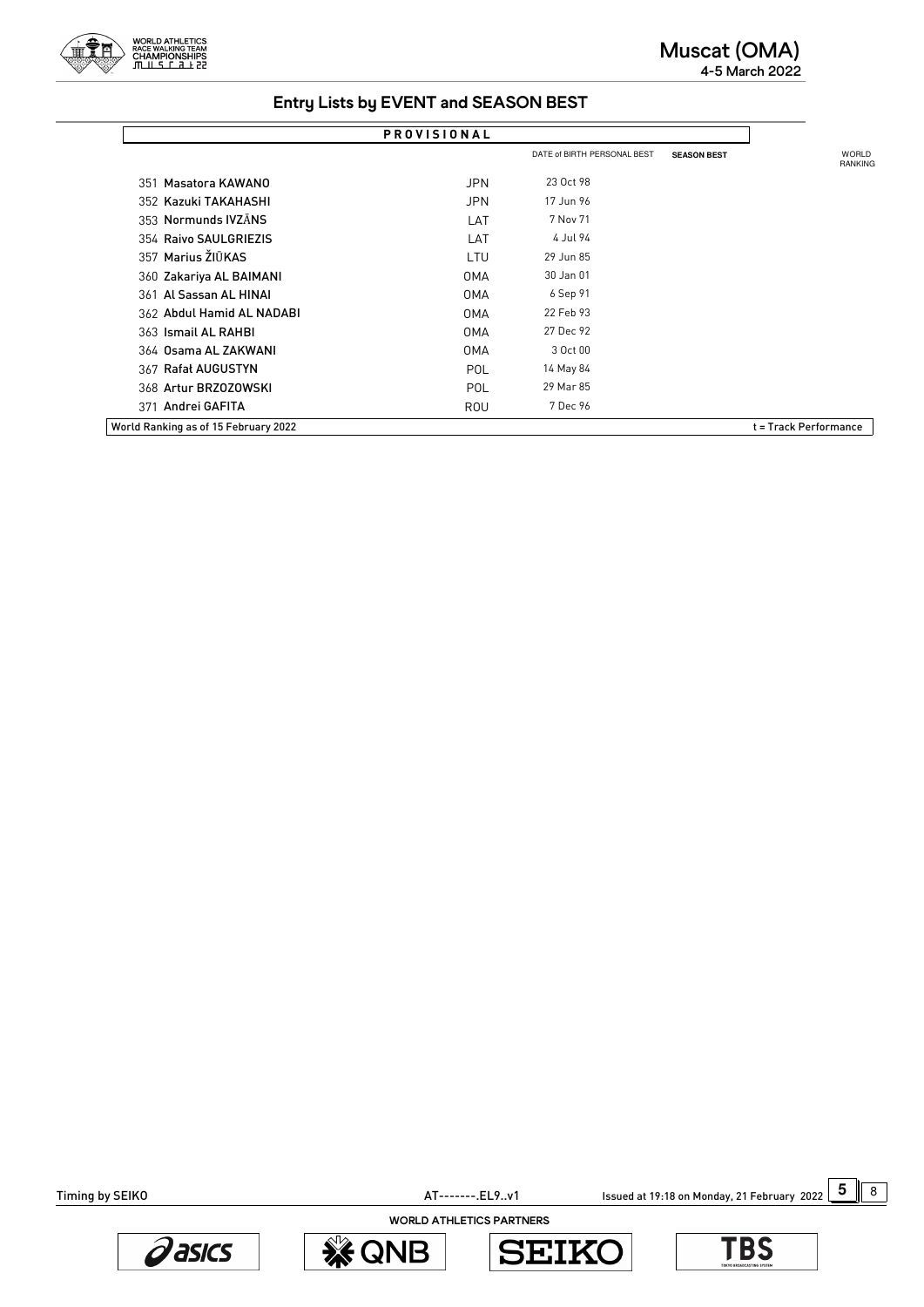## Entry Lists by EVENT and SEASON BEST

**PROVISIONAL**

| | | | DATE of BIRTH | PERSONAL BEST | SEASON BEST | WORLD RANKING |
|---|---|---|---|---|---|---|
| 351 | Masatora KAWANO | JPN | 23 Oct 98 | | | |
| 352 | Kazuki TAKAHASHI | JPN | 17 Jun 96 | | | |
| 353 | Normunds IVZĀNS | LAT | 7 Nov 71 | | | |
| 354 | Raivo SAULGRIEZIS | LAT | 4 Jul 94 | | | |
| 357 | Marius ŽIŪKAS | LTU | 29 Jun 85 | | | |
| 360 | Zakariya AL BAIMANI | OMA | 30 Jan 01 | | | |
| 361 | Al Sassan AL HINAI | OMA | 6 Sep 91 | | | |
| 362 | Abdul Hamid AL NADABI | OMA | 22 Feb 93 | | | |
| 363 | Ismail AL RAHBI | OMA | 27 Dec 92 | | | |
| 364 | Osama AL ZAKWANI | OMA | 3 Oct 00 | | | |
| 367 | Rafał AUGUSTYN | POL | 14 May 84 | | | |
| 368 | Artur BRZOZOWSKI | POL | 29 Mar 85 | | | |
| 371 | Andrei GAFITA | ROU | 7 Dec 96 | | | |

World Ranking as of 15 February 2022

t = Track Performance

Timing by SEIKO

AT-------.EL9..v1

Issued at 19:18 on Monday, 21 February 2022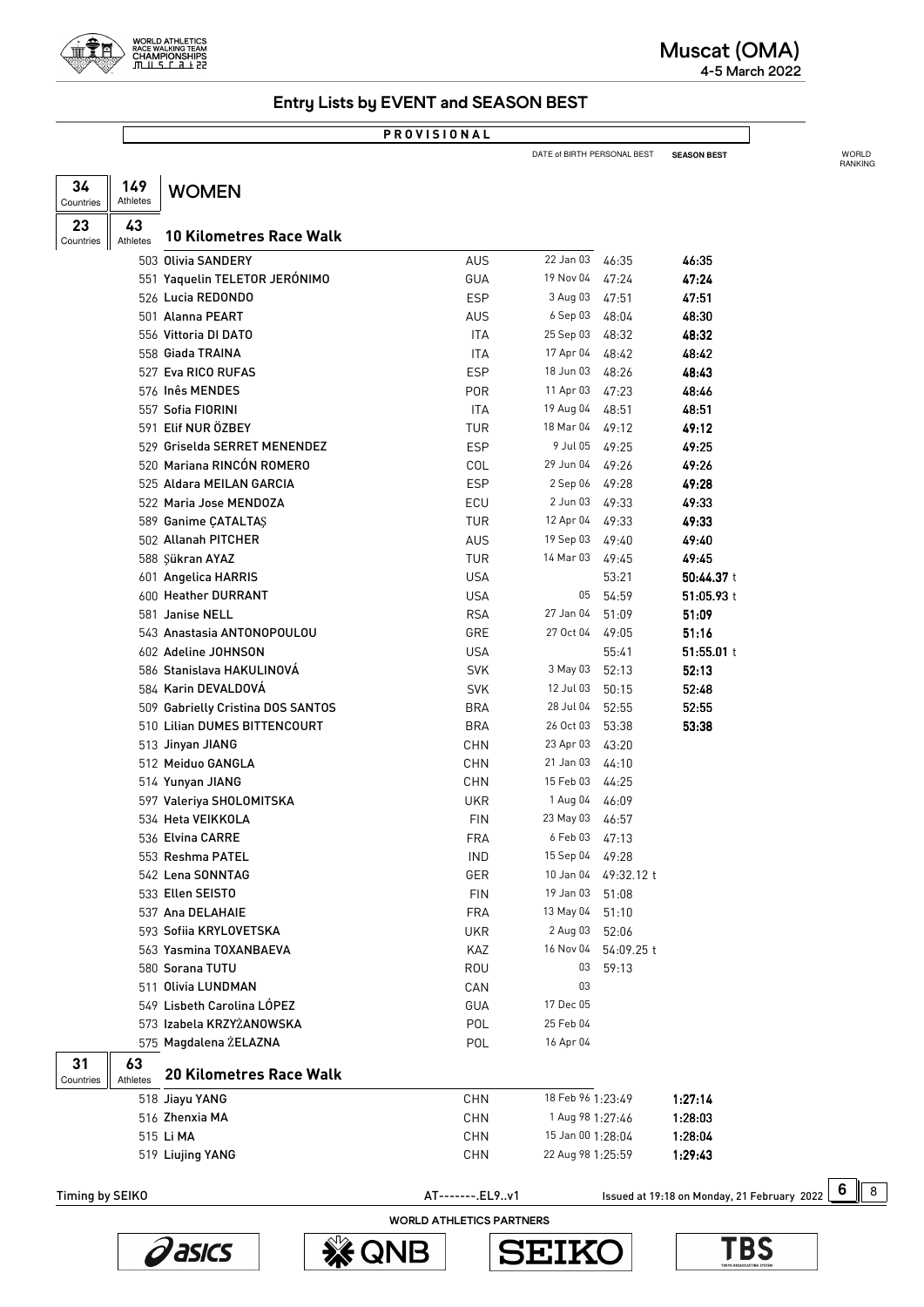## Entry Lists by EVENT and SEASON BEST

**PROVISIONAL**

# WOMEN

34 Countries | 149 Athletes

## 10 Kilometres Race Walk

23 Countries | 43 Athletes

| Bib | Name | Country | Date of Birth | Personal Best | Season Best | World Ranking |
|---|---|---|---|---|---|---|
| 503 | Olivia SANDERY | AUS | 22 Jan 03 | 46:35 | 46:35 | |
| 551 | Yaquelin TELETOR JERÓNIMO | GUA | 19 Nov 04 | 47:24 | 47:24 | |
| 526 | Lucia REDONDO | ESP | 3 Aug 03 | 47:51 | 47:51 | |
| 501 | Alanna PEART | AUS | 6 Sep 03 | 48:04 | 48:30 | |
| 556 | Vittoria DI DATO | ITA | 25 Sep 03 | 48:32 | 48:32 | |
| 558 | Giada TRAINA | ITA | 17 Apr 04 | 48:42 | 48:42 | |
| 527 | Eva RICO RUFAS | ESP | 18 Jun 03 | 48:26 | 48:43 | |
| 576 | Inês MENDES | POR | 11 Apr 03 | 47:23 | 48:46 | |
| 557 | Sofia FIORINI | ITA | 19 Aug 04 | 48:51 | 48:51 | |
| 591 | Elif NUR ÖZBEY | TUR | 18 Mar 04 | 49:12 | 49:12 | |
| 529 | Griselda SERRET MENENDEZ | ESP | 9 Jul 05 | 49:25 | 49:25 | |
| 520 | Mariana RINCÓN ROMERO | COL | 29 Jun 04 | 49:26 | 49:26 | |
| 525 | Aldara MEILAN GARCIA | ESP | 2 Sep 06 | 49:28 | 49:28 | |
| 522 | Maria Jose MENDOZA | ECU | 2 Jun 03 | 49:33 | 49:33 | |
| 589 | Ganime ÇATALTAŞ | TUR | 12 Apr 04 | 49:33 | 49:33 | |
| 502 | Allanah PITCHER | AUS | 19 Sep 03 | 49:40 | 49:40 | |
| 588 | Şükran AYAZ | TUR | 14 Mar 03 | 49:45 | 49:45 | |
| 601 | Angelica HARRIS | USA | | 53:21 | 50:44.37 t | |
| 600 | Heather DURRANT | USA | 05 | 54:59 | 51:05.93 t | |
| 581 | Janise NELL | RSA | 27 Jan 04 | 51:09 | 51:09 | |
| 543 | Anastasia ANTONOPOULOU | GRE | 27 Oct 04 | 49:05 | 51:16 | |
| 602 | Adeline JOHNSON | USA | | 55:41 | 51:55.01 t | |
| 586 | Stanislava HAKULINOVÁ | SVK | 3 May 03 | 52:13 | 52:13 | |
| 584 | Karin DEVALDOVÁ | SVK | 12 Jul 03 | 50:15 | 52:48 | |
| 509 | Gabrielly Cristina DOS SANTOS | BRA | 28 Jul 04 | 52:55 | 52:55 | |
| 510 | Lilian DUMES BITTENCOURT | BRA | 26 Oct 03 | 53:38 | 53:38 | |
| 513 | Jinyan JIANG | CHN | 23 Apr 03 | 43:20 | | |
| 512 | Meiduo GANGLA | CHN | 21 Jan 03 | 44:10 | | |
| 514 | Yunyan JIANG | CHN | 15 Feb 03 | 44:25 | | |
| 597 | Valeriya SHOLOMITSKA | UKR | 1 Aug 04 | 46:09 | | |
| 534 | Heta VEIKKOLA | FIN | 23 May 03 | 46:57 | | |
| 536 | Elvina CARRE | FRA | 6 Feb 03 | 47:13 | | |
| 553 | Reshma PATEL | IND | 15 Sep 04 | 49:28 | | |
| 542 | Lena SONNTAG | GER | 10 Jan 04 | 49:32.12 t | | |
| 533 | Ellen SEISTO | FIN | 19 Jan 03 | 51:08 | | |
| 537 | Ana DELAHAIE | FRA | 13 May 04 | 51:10 | | |
| 593 | Sofiia KRYLOVETSKA | UKR | 2 Aug 03 | 52:06 | | |
| 563 | Yasmina TOXANBAEVA | KAZ | 16 Nov 04 | 54:09.25 t | | |
| 580 | Sorana TUTU | ROU | 03 | 59:13 | | |
| 511 | Olivia LUNDMAN | CAN | 03 | | | |
| 549 | Lisbeth Carolina LÓPEZ | GUA | 17 Dec 05 | | | |
| 573 | Izabela KRZYŻANOWSKA | POL | 25 Feb 04 | | | |
| 575 | Magdalena ŻELAZNA | POL | 16 Apr 04 | | | |

## 20 Kilometres Race Walk

31 Countries | 63 Athletes

| Bib | Name | Country | Date of Birth | Personal Best | Season Best | World Ranking |
|---|---|---|---|---|---|---|
| 518 | Jiayu YANG | CHN | 18 Feb 96 | 1:23:49 | 1:27:14 | |
| 516 | Zhenxia MA | CHN | 1 Aug 98 | 1:27:46 | 1:28:03 | |
| 515 | Li MA | CHN | 15 Jan 00 | 1:28:04 | 1:28:04 | |
| 519 | Liujing YANG | CHN | 22 Aug 98 | 1:25:59 | 1:29:43 | |

Timing by SEIKO — AT--------.EL9..v1 — Issued at 19:18 on Monday, 21 February 2022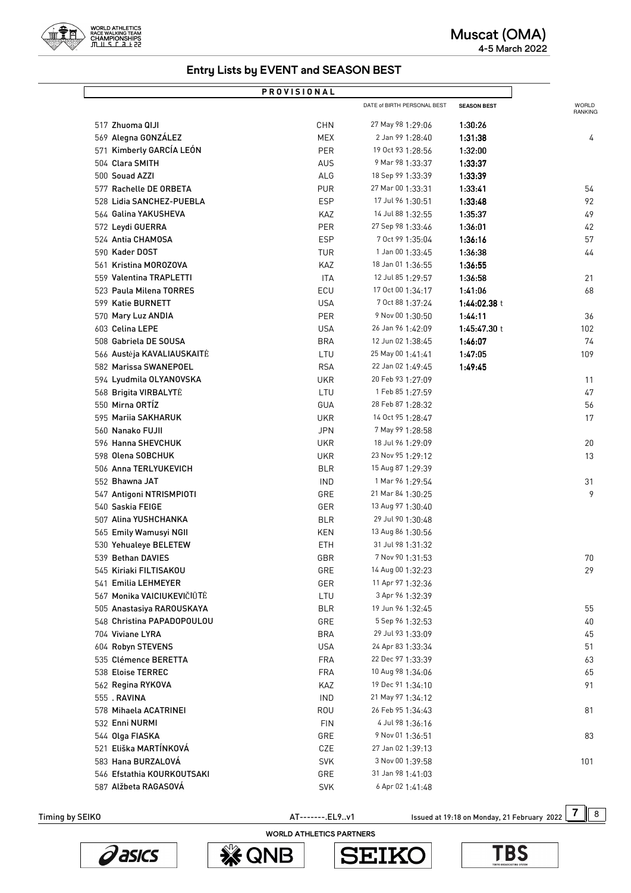## Entry Lists by EVENT and SEASON BEST

**PROVISIONAL**

| | | DATE of BIRTH | PERSONAL BEST | SEASON BEST | WORLD RANKING |
|---|---|---|---|---|---|
| 517 Zhuoma QIJI | CHN | 27 May 98 | 1:29:06 | 1:30:26 | |
| 569 Alegna GONZÁLEZ | MEX | 2 Jan 99 | 1:28:40 | 1:31:38 | 4 |
| 571 Kimberly GARCÍA LEÓN | PER | 19 Oct 93 | 1:28:56 | 1:32:00 | |
| 504 Clara SMITH | AUS | 9 Mar 98 | 1:33:37 | 1:33:37 | |
| 500 Souad AZZI | ALG | 18 Sep 99 | 1:33:39 | 1:33:39 | |
| 577 Rachelle DE ORBETA | PUR | 27 Mar 00 | 1:33:31 | 1:33:41 | 54 |
| 528 Lidia SANCHEZ-PUEBLA | ESP | 17 Jul 96 | 1:30:51 | 1:33:48 | 92 |
| 564 Galina YAKUSHEVA | KAZ | 14 Jul 88 | 1:32:55 | 1:35:37 | 49 |
| 572 Leydi GUERRA | PER | 27 Sep 98 | 1:33:46 | 1:36:01 | 42 |
| 524 Antia CHAMOSA | ESP | 7 Oct 99 | 1:35:04 | 1:36:16 | 57 |
| 590 Kader DOST | TUR | 1 Jan 00 | 1:33:45 | 1:36:38 | 44 |
| 561 Kristina MOROZOVA | KAZ | 18 Jan 01 | 1:36:55 | 1:36:55 | |
| 559 Valentina TRAPLETTI | ITA | 12 Jul 85 | 1:29:57 | 1:36:58 | 21 |
| 523 Paula Milena TORRES | ECU | 17 Oct 00 | 1:34:17 | 1:41:06 | 68 |
| 599 Katie BURNETT | USA | 7 Oct 88 | 1:37:24 | 1:44:02.38 t | |
| 570 Mary Luz ANDIA | PER | 9 Nov 00 | 1:30:50 | 1:44:11 | 36 |
| 603 Celina LEPE | USA | 26 Jan 96 | 1:42:09 | 1:45:47.30 t | 102 |
| 508 Gabriela DE SOUSA | BRA | 12 Jun 02 | 1:38:45 | 1:46:07 | 74 |
| 566 Austėja KAVALIAUSKAITĖ | LTU | 25 May 00 | 1:41:41 | 1:47:05 | 109 |
| 582 Marissa SWANEPOEL | RSA | 22 Jan 02 | 1:49:45 | 1:49:45 | |
| 594 Lyudmila OLYANOVSKA | UKR | 20 Feb 93 | 1:27:09 | | 11 |
| 568 Brigita VIRBALYTĖ | LTU | 1 Feb 85 | 1:27:59 | | 47 |
| 550 Mirna ORTÍZ | GUA | 28 Feb 87 | 1:28:32 | | 56 |
| 595 Mariia SAKHARUK | UKR | 14 Oct 95 | 1:28:47 | | 17 |
| 560 Nanako FUJII | JPN | 7 May 99 | 1:28:58 | | |
| 596 Hanna SHEVCHUK | UKR | 18 Jul 96 | 1:29:09 | | 20 |
| 598 Olena SOBCHUK | UKR | 23 Nov 95 | 1:29:12 | | 13 |
| 506 Anna TERLYUKEVICH | BLR | 15 Aug 87 | 1:29:39 | | |
| 552 Bhawna JAT | IND | 1 Mar 96 | 1:29:54 | | 31 |
| 547 Antigoni NTRISMPIOTI | GRE | 21 Mar 84 | 1:30:25 | | 9 |
| 540 Saskia FEIGE | GER | 13 Aug 97 | 1:30:40 | | |
| 507 Alina YUSHCHANKA | BLR | 29 Jul 90 | 1:30:48 | | |
| 565 Emily Wamusyi NGII | KEN | 13 Aug 86 | 1:30:56 | | |
| 530 Yehualeye BELETEW | ETH | 31 Jul 98 | 1:31:32 | | |
| 539 Bethan DAVIES | GBR | 7 Nov 90 | 1:31:53 | | 70 |
| 545 Kiriaki FILTISAKOU | GRE | 14 Aug 00 | 1:32:23 | | 29 |
| 541 Emilia LEHMEYER | GER | 11 Apr 97 | 1:32:36 | | |
| 567 Monika VAICIUKEVIČIŪTĖ | LTU | 3 Apr 96 | 1:32:39 | | |
| 505 Anastasiya RAROUSKAYA | BLR | 19 Jun 96 | 1:32:45 | | 55 |
| 548 Christina PAPADOPOULOU | GRE | 5 Sep 96 | 1:32:53 | | 40 |
| 704 Viviane LYRA | BRA | 29 Jul 93 | 1:33:09 | | 45 |
| 604 Robyn STEVENS | USA | 24 Apr 83 | 1:33:34 | | 51 |
| 535 Clémence BERETTA | FRA | 22 Dec 97 | 1:33:39 | | 63 |
| 538 Eloise TERREC | FRA | 10 Aug 98 | 1:34:06 | | 65 |
| 562 Regina RYKOVA | KAZ | 19 Dec 91 | 1:34:10 | | 91 |
| 555 . RAVINA | IND | 21 May 97 | 1:34:12 | | |
| 578 Mihaela ACATRINEI | ROU | 26 Feb 95 | 1:34:43 | | 81 |
| 532 Enni NURMI | FIN | 4 Jul 98 | 1:36:16 | | |
| 544 Olga FIASKA | GRE | 9 Nov 01 | 1:36:51 | | 83 |
| 521 Eliška MARTÍNKOVÁ | CZE | 27 Jan 02 | 1:39:13 | | |
| 583 Hana BURZALOVÁ | SVK | 3 Nov 00 | 1:39:58 | | 101 |
| 546 Efstathia KOURKOUTSAKI | GRE | 31 Jan 98 | 1:41:03 | | |
| 587 Alžbeta RAGASOVÁ | SVK | 6 Apr 02 | 1:41:48 | | |

Timing by SEIKO — AT-------.EL9..v1 — Issued at 19:18 on Monday, 21 February 2022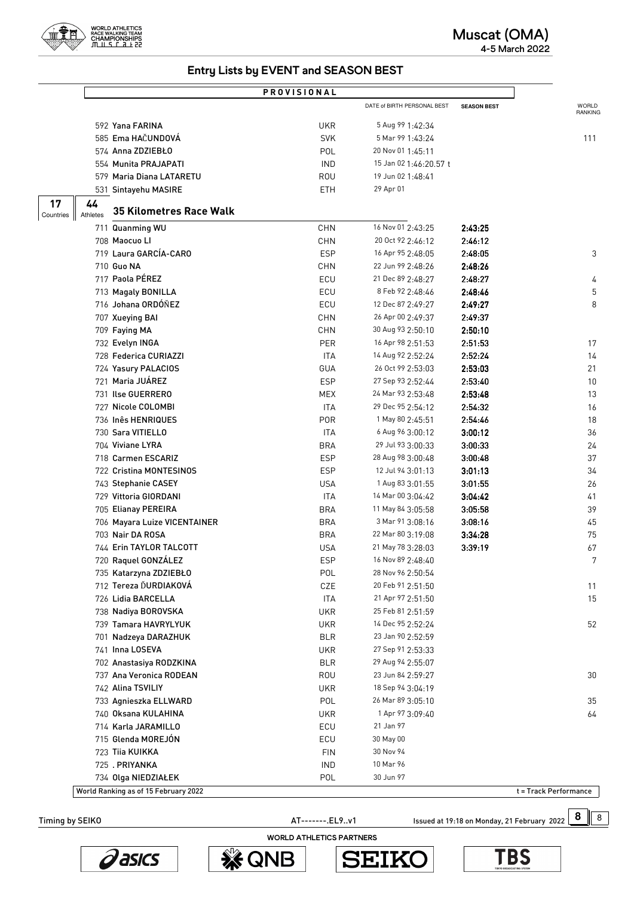## Entry Lists by EVENT and SEASON BEST

**PROVISIONAL**

| | | | DATE of BIRTH | PERSONAL BEST | SEASON BEST | WORLD RANKING |
|---|---|---|---|---|---|---|
| 592 | Yana FARINA | UKR | 5 Aug 99 | 1:42:34 | | |
| 585 | Ema HAČUNDOVÁ | SVK | 5 Mar 99 | 1:43:24 | | 111 |
| 574 | Anna ZDZIEBŁO | POL | 20 Nov 01 | 1:45:11 | | |
| 554 | Munita PRAJAPATI | IND | 15 Jan 02 | 1:46:20.57 t | | |
| 579 | Maria Diana LATARETU | ROU | 19 Jun 02 | 1:48:41 | | |
| 531 | Sintayehu MASIRE | ETH | 29 Apr 01 | | | |

### 35 Kilometres Race Walk

17 Countries, 44 Athletes

| | | | DATE of BIRTH | PERSONAL BEST | SEASON BEST | WORLD RANKING |
|---|---|---|---|---|---|---|
| 711 | Quanming WU | CHN | 16 Nov 01 | 2:43:25 | 2:43:25 | |
| 708 | Maocuo LI | CHN | 20 Oct 92 | 2:46:12 | 2:46:12 | |
| 719 | Laura GARCÍA-CARO | ESP | 16 Apr 95 | 2:48:05 | 2:48:05 | 3 |
| 710 | Guo NA | CHN | 22 Jun 99 | 2:48:26 | 2:48:26 | |
| 717 | Paola PÉREZ | ECU | 21 Dec 89 | 2:48:27 | 2:48:27 | 4 |
| 713 | Magaly BONILLA | ECU | 8 Feb 92 | 2:48:46 | 2:48:46 | 5 |
| 716 | Johana ORDÓÑEZ | ECU | 12 Dec 87 | 2:49:27 | 2:49:27 | 8 |
| 707 | Xueying BAI | CHN | 26 Apr 00 | 2:49:37 | 2:49:37 | |
| 709 | Faying MA | CHN | 30 Aug 93 | 2:50:10 | 2:50:10 | |
| 732 | Evelyn INGA | PER | 16 Apr 98 | 2:51:53 | 2:51:53 | 17 |
| 728 | Federica CURIAZZI | ITA | 14 Aug 92 | 2:52:24 | 2:52:24 | 14 |
| 724 | Yasury PALACIOS | GUA | 26 Oct 99 | 2:53:03 | 2:53:03 | 21 |
| 721 | Maria JUÁREZ | ESP | 27 Sep 93 | 2:52:44 | 2:53:40 | 10 |
| 731 | Ilse GUERRERO | MEX | 24 Mar 93 | 2:53:48 | 2:53:48 | 13 |
| 727 | Nicole COLOMBI | ITA | 29 Dec 95 | 2:54:12 | 2:54:32 | 16 |
| 736 | Inês HENRIQUES | POR | 1 May 80 | 2:45:51 | 2:54:46 | 18 |
| 730 | Sara VITIELLO | ITA | 6 Aug 96 | 3:00:12 | 3:00:12 | 36 |
| 704 | Viviane LYRA | BRA | 29 Jul 93 | 3:00:33 | 3:00:33 | 24 |
| 718 | Carmen ESCARIZ | ESP | 28 Aug 98 | 3:00:48 | 3:00:48 | 37 |
| 722 | Cristina MONTESINOS | ESP | 12 Jul 94 | 3:01:13 | 3:01:13 | 34 |
| 743 | Stephanie CASEY | USA | 1 Aug 83 | 3:01:55 | 3:01:55 | 26 |
| 729 | Vittoria GIORDANI | ITA | 14 Mar 00 | 3:04:42 | 3:04:42 | 41 |
| 705 | Elianay PEREIRA | BRA | 11 May 84 | 3:05:58 | 3:05:58 | 39 |
| 706 | Mayara Luize VICENTAINER | BRA | 3 Mar 91 | 3:08:16 | 3:08:16 | 45 |
| 703 | Nair DA ROSA | BRA | 22 Mar 80 | 3:19:08 | 3:34:28 | 75 |
| 744 | Erin TAYLOR TALCOTT | USA | 21 May 78 | 3:28:03 | 3:39:19 | 67 |
| 720 | Raquel GONZÁLEZ | ESP | 16 Nov 89 | 2:48:40 | | 7 |
| 735 | Katarzyna ZDZIEBŁO | POL | 28 Nov 96 | 2:50:54 | | |
| 712 | Tereza ĎURDIAKOVÁ | CZE | 20 Feb 91 | 2:51:50 | | 11 |
| 726 | Lidia BARCELLA | ITA | 21 Apr 97 | 2:51:50 | | 15 |
| 738 | Nadiya BOROVSKA | UKR | 25 Feb 81 | 2:51:59 | | |
| 739 | Tamara HAVRYLYUK | UKR | 14 Dec 95 | 2:52:24 | | 52 |
| 701 | Nadzeya DARAZHUK | BLR | 23 Jan 90 | 2:52:59 | | |
| 741 | Inna LOSEVA | UKR | 27 Sep 91 | 2:53:33 | | |
| 702 | Anastasiya RODZKINA | BLR | 29 Aug 94 | 2:55:07 | | |
| 737 | Ana Veronica RODEAN | ROU | 23 Jun 84 | 2:59:27 | | 30 |
| 742 | Alina TSVILIY | UKR | 18 Sep 94 | 3:04:19 | | |
| 733 | Agnieszka ELLWARD | POL | 26 Mar 89 | 3:05:10 | | 35 |
| 740 | Oksana KULAHINA | UKR | 1 Apr 97 | 3:09:40 | | 64 |
| 714 | Karla JARAMILLO | ECU | 21 Jan 97 | | | |
| 715 | Glenda MOREJÓN | ECU | 30 May 00 | | | |
| 723 | Tiia KUIKKA | FIN | 30 Nov 94 | | | |
| 725 | . PRIYANKA | IND | 10 Mar 96 | | | |
| 734 | Olga NIEDZIAŁEK | POL | 30 Jun 97 | | | |

World Ranking as of 15 February 2022

t = Track Performance

Timing by SEIKO — AT-------.EL9..v1 — Issued at 19:18 on Monday, 21 February 2022